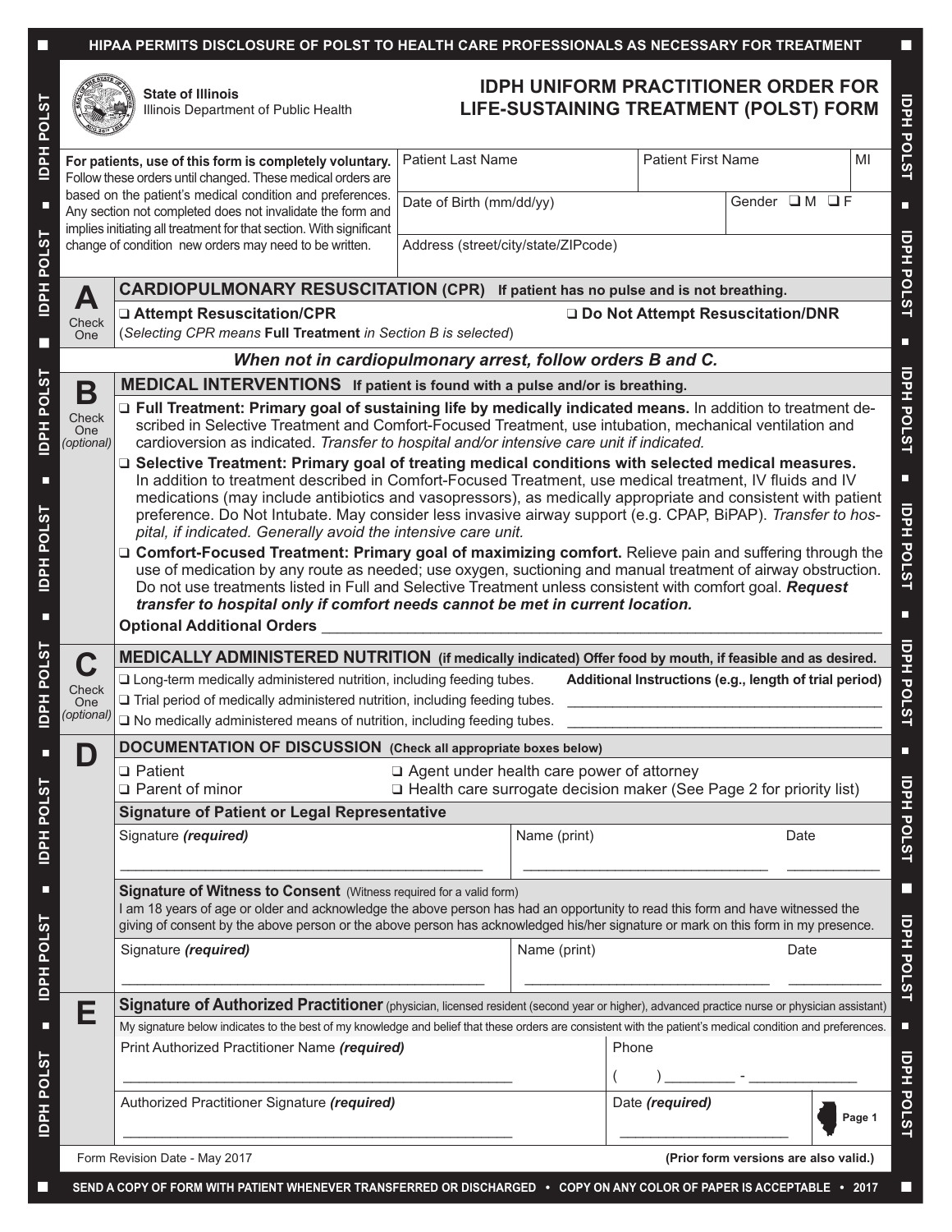**HIPAA PERMITS DISCLOSURE OF POLST TO HEALTH CARE PROFESSIONALS AS NECESSARY FOR TREATMENT**

**State of Illinois**
Illinois Department of Public Health

# IDPH UNIFORM PRACTITIONER ORDER FOR LIFE-SUSTAINING TREATMENT (POLST) FORM

**For patients, use of this form is completely voluntary.** Follow these orders until changed. These medical orders are based on the patient's medical condition and preferences. Any section not completed does not invalidate the form and implies initiating all treatment for that section. With significant change of condition new orders may need to be written.

| Patient Last Name | Patient First Name | MI |
|---|---|---|
| Date of Birth (mm/dd/yy) | Gender ❑ M ❑ F | |
| Address (street/city/state/ZIPcode) | | |

## A — CARDIOPULMONARY RESUSCITATION (CPR) — If patient has no pulse and is not breathing.

Check One

❑ **Attempt Resuscitation/CPR** ❑ **Do Not Attempt Resuscitation/DNR**

(*Selecting CPR means* **Full Treatment** *in Section B is selected*)

***When not in cardiopulmonary arrest, follow orders B and C.***

## B — MEDICAL INTERVENTIONS — If patient is found with a pulse and/or is breathing.

Check One (optional)

❑ **Full Treatment: Primary goal of sustaining life by medically indicated means.** In addition to treatment described in Selective Treatment and Comfort-Focused Treatment, use intubation, mechanical ventilation and cardioversion as indicated. *Transfer to hospital and/or intensive care unit if indicated.*

❑ **Selective Treatment: Primary goal of treating medical conditions with selected medical measures.** In addition to treatment described in Comfort-Focused Treatment, use medical treatment, IV fluids and IV medications (may include antibiotics and vasopressors), as medically appropriate and consistent with patient preference. Do Not Intubate. May consider less invasive airway support (e.g. CPAP, BiPAP). *Transfer to hospital, if indicated. Generally avoid the intensive care unit.*

❑ **Comfort-Focused Treatment: Primary goal of maximizing comfort.** Relieve pain and suffering through the use of medication by any route as needed; use oxygen, suctioning and manual treatment of airway obstruction. Do not use treatments listed in Full and Selective Treatment unless consistent with comfort goal. ***Request transfer to hospital only if comfort needs cannot be met in current location.***

**Optional Additional Orders** ______________________________

## C — MEDICALLY ADMINISTERED NUTRITION — (if medically indicated) Offer food by mouth, if feasible and as desired.

Check One (optional)

❑ Long-term medically administered nutrition, including feeding tubes.
❑ Trial period of medically administered nutrition, including feeding tubes.
❑ No medically administered means of nutrition, including feeding tubes.

**Additional Instructions (e.g., length of trial period)** ______________________________

## D — DOCUMENTATION OF DISCUSSION (Check all appropriate boxes below)

❑ Patient
❑ Parent of minor
❑ Agent under health care power of attorney
❑ Health care surrogate decision maker (See Page 2 for priority list)

**Signature of Patient or Legal Representative**

| Signature ***(required)*** | Name (print) | Date |
|---|---|---|
| | | |

**Signature of Witness to Consent** (Witness required for a valid form)

I am 18 years of age or older and acknowledge the above person has had an opportunity to read this form and have witnessed the giving of consent by the above person or the above person has acknowledged his/her signature or mark on this form in my presence.

| Signature ***(required)*** | Name (print) | Date |
|---|---|---|
| | | |

## E — Signature of Authorized Practitioner (physician, licensed resident (second year or higher), advanced practice nurse or physician assistant)

My signature below indicates to the best of my knowledge and belief that these orders are consistent with the patient's medical condition and preferences.

| Print Authorized Practitioner Name ***(required)*** | Phone ( ) ________ - ____________ |
|---|---|
| Authorized Practitioner Signature ***(required)*** | Date ***(required)*** |

Form Revision Date - May 2017 **(Prior form versions are also valid.)**

**SEND A COPY OF FORM WITH PATIENT WHENEVER TRANSFERRED OR DISCHARGED • COPY ON ANY COLOR OF PAPER IS ACCEPTABLE • 2017**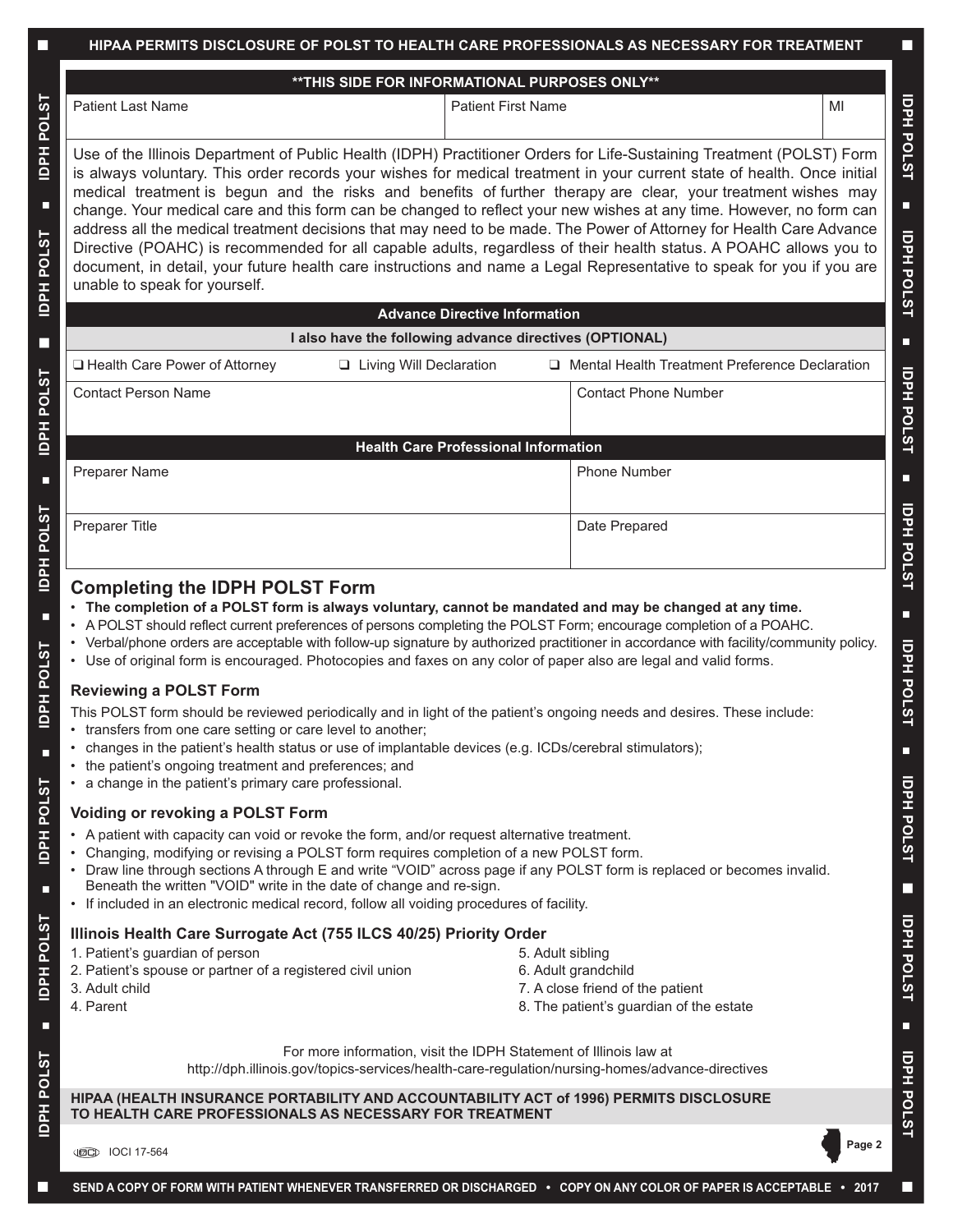**HIPAA PERMITS DISCLOSURE OF POLST TO HEALTH CARE PROFESSIONALS AS NECESSARY FOR TREATMENT**

**\*\*THIS SIDE FOR INFORMATIONAL PURPOSES ONLY\*\***

| Patient Last Name | Patient First Name | MI |
|---|---|---|
| | | |

Use of the Illinois Department of Public Health (IDPH) Practitioner Orders for Life-Sustaining Treatment (POLST) Form is always voluntary. This order records your wishes for medical treatment in your current state of health. Once initial medical treatment is begun and the risks and benefits of further therapy are clear, your treatment wishes may change. Your medical care and this form can be changed to reflect your new wishes at any time. However, no form can address all the medical treatment decisions that may need to be made. The Power of Attorney for Health Care Advance Directive (POAHC) is recommended for all capable adults, regardless of their health status. A POAHC allows you to document, in detail, your future health care instructions and name a Legal Representative to speak for you if you are unable to speak for yourself.

**Advance Directive Information**

**I also have the following advance directives (OPTIONAL)**

- ❑ Health Care Power of Attorney
- ❑ Living Will Declaration
- ❑ Mental Health Treatment Preference Declaration

| Contact Person Name | Contact Phone Number |
|---|---|
| | |

**Health Care Professional Information**

| Preparer Name | Phone Number |
|---|---|
| Preparer Title | Date Prepared |

## Completing the IDPH POLST Form

- **The completion of a POLST form is always voluntary, cannot be mandated and may be changed at any time.**
- A POLST should reflect current preferences of persons completing the POLST Form; encourage completion of a POAHC.
- Verbal/phone orders are acceptable with follow-up signature by authorized practitioner in accordance with facility/community policy.
- Use of original form is encouraged. Photocopies and faxes on any color of paper also are legal and valid forms.

### Reviewing a POLST Form

This POLST form should be reviewed periodically and in light of the patient's ongoing needs and desires. These include:

- transfers from one care setting or care level to another;
- changes in the patient's health status or use of implantable devices (e.g. ICDs/cerebral stimulators);
- the patient's ongoing treatment and preferences; and
- a change in the patient's primary care professional.

### Voiding or revoking a POLST Form

- A patient with capacity can void or revoke the form, and/or request alternative treatment.
- Changing, modifying or revising a POLST form requires completion of a new POLST form.
- Draw line through sections A through E and write "VOID" across page if any POLST form is replaced or becomes invalid. Beneath the written "VOID" write in the date of change and re-sign.
- If included in an electronic medical record, follow all voiding procedures of facility.

### Illinois Health Care Surrogate Act (755 ILCS 40/25) Priority Order

1. Patient's guardian of person
2. Patient's spouse or partner of a registered civil union
3. Adult child
4. Parent
5. Adult sibling
6. Adult grandchild
7. A close friend of the patient
8. The patient's guardian of the estate

For more information, visit the IDPH Statement of Illinois law at
http://dph.illinois.gov/topics-services/health-care-regulation/nursing-homes/advance-directives

**HIPAA (HEALTH INSURANCE PORTABILITY AND ACCOUNTABILITY ACT of 1996) PERMITS DISCLOSURE TO HEALTH CARE PROFESSIONALS AS NECESSARY FOR TREATMENT**

IOCI 17-564

**SEND A COPY OF FORM WITH PATIENT WHENEVER TRANSFERRED OR DISCHARGED • COPY ON ANY COLOR OF PAPER IS ACCEPTABLE • 2017**